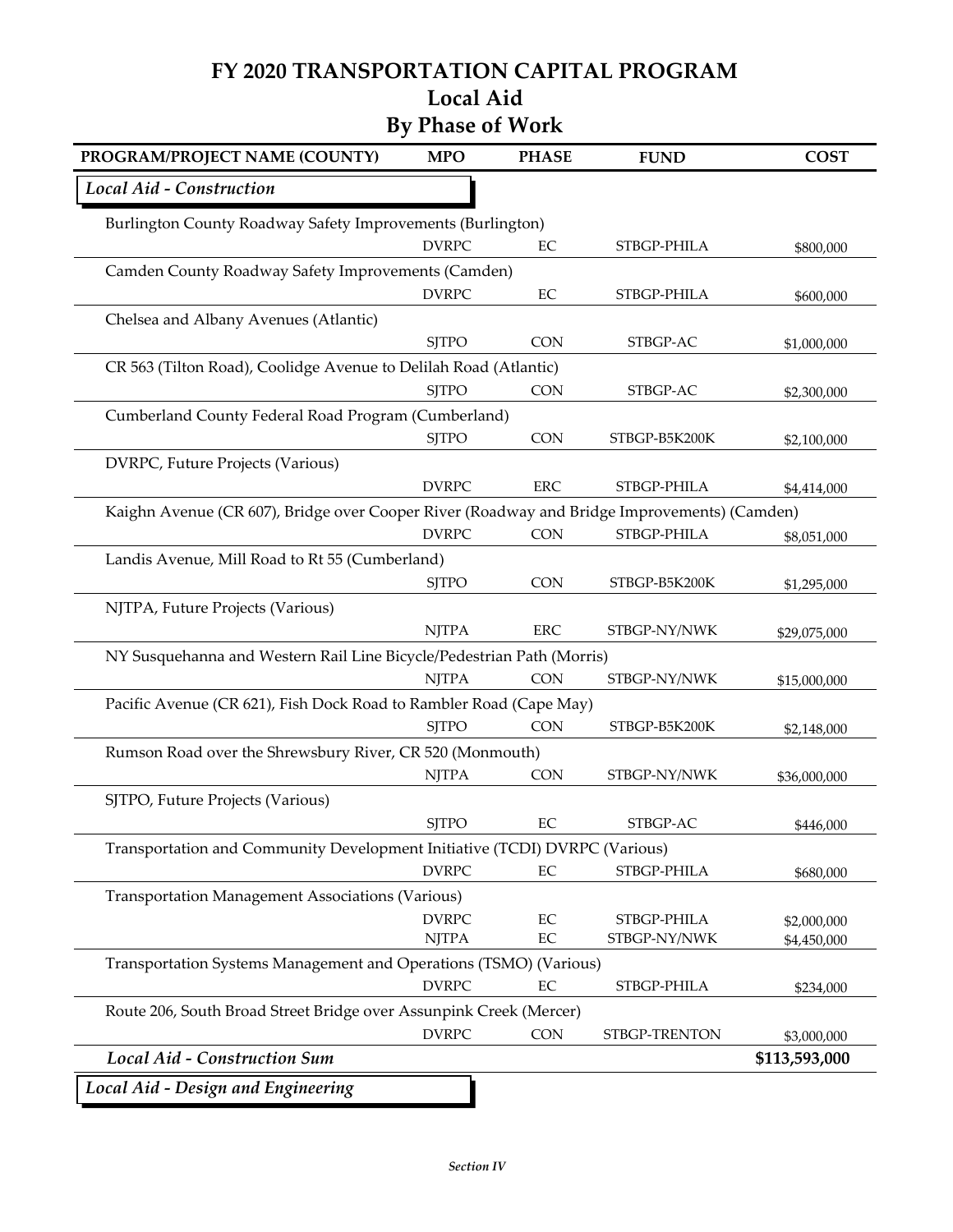# FY 2020 TRANSPORTATION CAPITAL PROGRAM
## Local Aid
## By Phase of Work

| PROGRAM/PROJECT NAME (COUNTY) | MPO | PHASE | FUND | COST |
|---|---|---|---|---|
| ***Local Aid - Construction*** | | | | |
| Burlington County Roadway Safety Improvements (Burlington) | | | | |
| | DVRPC | EC | STBGP-PHILA | $800,000 |
| Camden County Roadway Safety Improvements (Camden) | | | | |
| | DVRPC | EC | STBGP-PHILA | $600,000 |
| Chelsea and Albany Avenues (Atlantic) | | | | |
| | SJTPO | CON | STBGP-AC | $1,000,000 |
| CR 563 (Tilton Road), Coolidge Avenue to Delilah Road (Atlantic) | | | | |
| | SJTPO | CON | STBGP-AC | $2,300,000 |
| Cumberland County Federal Road Program (Cumberland) | | | | |
| | SJTPO | CON | STBGP-B5K200K | $2,100,000 |
| DVRPC, Future Projects (Various) | | | | |
| | DVRPC | ERC | STBGP-PHILA | $4,414,000 |
| Kaighn Avenue (CR 607), Bridge over Cooper River (Roadway and Bridge Improvements) (Camden) | | | | |
| | DVRPC | CON | STBGP-PHILA | $8,051,000 |
| Landis Avenue, Mill Road to Rt 55 (Cumberland) | | | | |
| | SJTPO | CON | STBGP-B5K200K | $1,295,000 |
| NJTPA, Future Projects (Various) | | | | |
| | NJTPA | ERC | STBGP-NY/NWK | $29,075,000 |
| NY Susquehanna and Western Rail Line Bicycle/Pedestrian Path (Morris) | | | | |
| | NJTPA | CON | STBGP-NY/NWK | $15,000,000 |
| Pacific Avenue (CR 621), Fish Dock Road to Rambler Road (Cape May) | | | | |
| | SJTPO | CON | STBGP-B5K200K | $2,148,000 |
| Rumson Road over the Shrewsbury River, CR 520 (Monmouth) | | | | |
| | NJTPA | CON | STBGP-NY/NWK | $36,000,000 |
| SJTPO, Future Projects (Various) | | | | |
| | SJTPO | EC | STBGP-AC | $446,000 |
| Transportation and Community Development Initiative (TCDI) DVRPC (Various) | | | | |
| | DVRPC | EC | STBGP-PHILA | $680,000 |
| Transportation Management Associations (Various) | | | | |
| | DVRPC | EC | STBGP-PHILA | $2,000,000 |
| | NJTPA | EC | STBGP-NY/NWK | $4,450,000 |
| Transportation Systems Management and Operations (TSMO) (Various) | | | | |
| | DVRPC | EC | STBGP-PHILA | $234,000 |
| Route 206, South Broad Street Bridge over Assunpink Creek (Mercer) | | | | |
| | DVRPC | CON | STBGP-TRENTON | $3,000,000 |
| ***Local Aid - Construction Sum*** | | | | **$113,593,000** |
| ***Local Aid - Design and Engineering*** | | | | |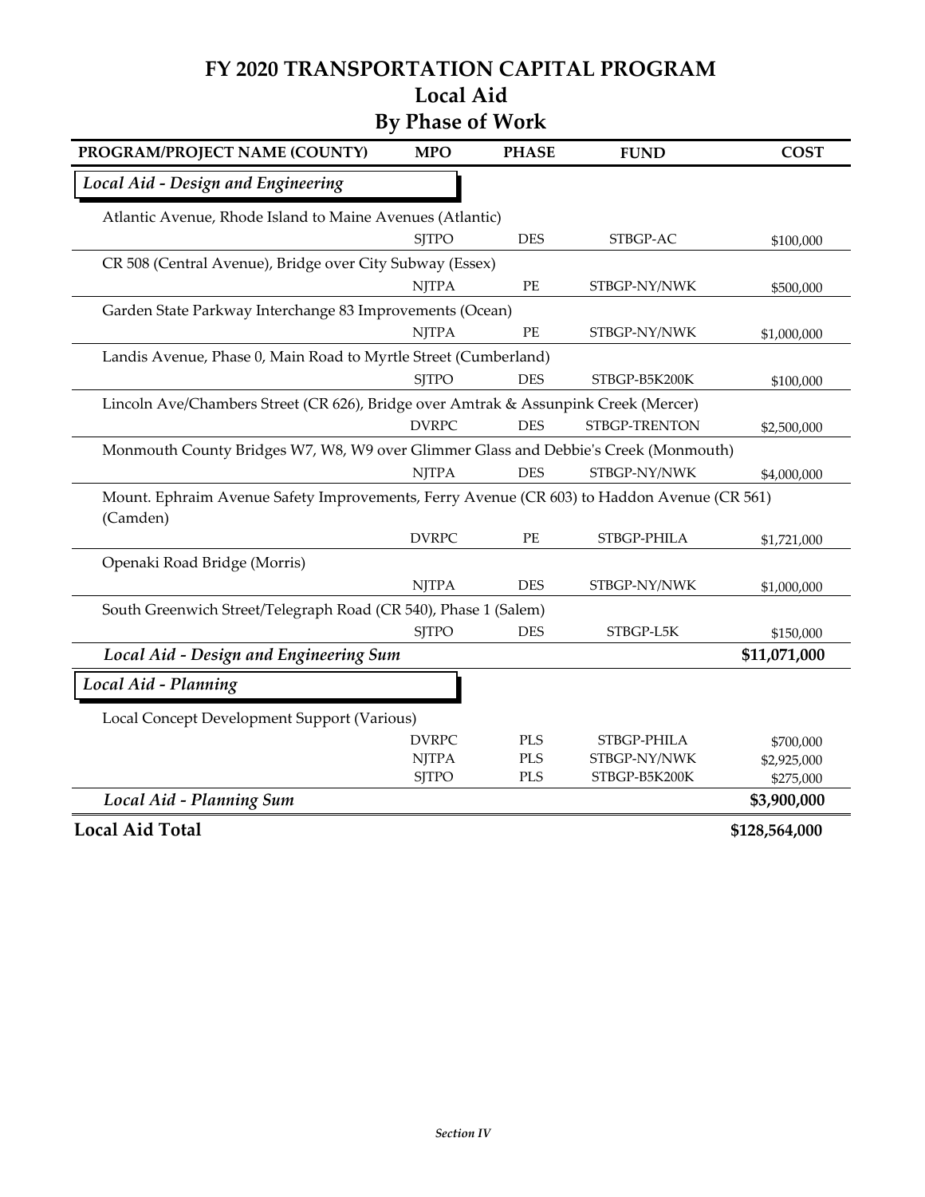# FY 2020 TRANSPORTATION CAPITAL PROGRAM
## Local Aid
## By Phase of Work

| PROGRAM/PROJECT NAME (COUNTY) | MPO | PHASE | FUND | COST |
|---|---|---|---|---|
| ***Local Aid - Design and Engineering*** | | | | |
| Atlantic Avenue, Rhode Island to Maine Avenues (Atlantic) | | | | |
| | SJTPO | DES | STBGP-AC | $100,000 |
| CR 508 (Central Avenue), Bridge over City Subway (Essex) | | | | |
| | NJTPA | PE | STBGP-NY/NWK | $500,000 |
| Garden State Parkway Interchange 83 Improvements (Ocean) | | | | |
| | NJTPA | PE | STBGP-NY/NWK | $1,000,000 |
| Landis Avenue, Phase 0, Main Road to Myrtle Street (Cumberland) | | | | |
| | SJTPO | DES | STBGP-B5K200K | $100,000 |
| Lincoln Ave/Chambers Street (CR 626), Bridge over Amtrak & Assunpink Creek (Mercer) | | | | |
| | DVRPC | DES | STBGP-TRENTON | $2,500,000 |
| Monmouth County Bridges W7, W8, W9 over Glimmer Glass and Debbie's Creek (Monmouth) | | | | |
| | NJTPA | DES | STBGP-NY/NWK | $4,000,000 |
| Mount. Ephraim Avenue Safety Improvements, Ferry Avenue (CR 603) to Haddon Avenue (CR 561) (Camden) | | | | |
| | DVRPC | PE | STBGP-PHILA | $1,721,000 |
| Openaki Road Bridge (Morris) | | | | |
| | NJTPA | DES | STBGP-NY/NWK | $1,000,000 |
| South Greenwich Street/Telegraph Road (CR 540), Phase 1 (Salem) | | | | |
| | SJTPO | DES | STBGP-L5K | $150,000 |
| ***Local Aid - Design and Engineering Sum*** | | | | **$11,071,000** |
| ***Local Aid - Planning*** | | | | |
| Local Concept Development Support (Various) | | | | |
| | DVRPC | PLS | STBGP-PHILA | $700,000 |
| | NJTPA | PLS | STBGP-NY/NWK | $2,925,000 |
| | SJTPO | PLS | STBGP-B5K200K | $275,000 |
| ***Local Aid - Planning Sum*** | | | | **$3,900,000** |
| **Local Aid Total** | | | | **$128,564,000** |

*Section IV*